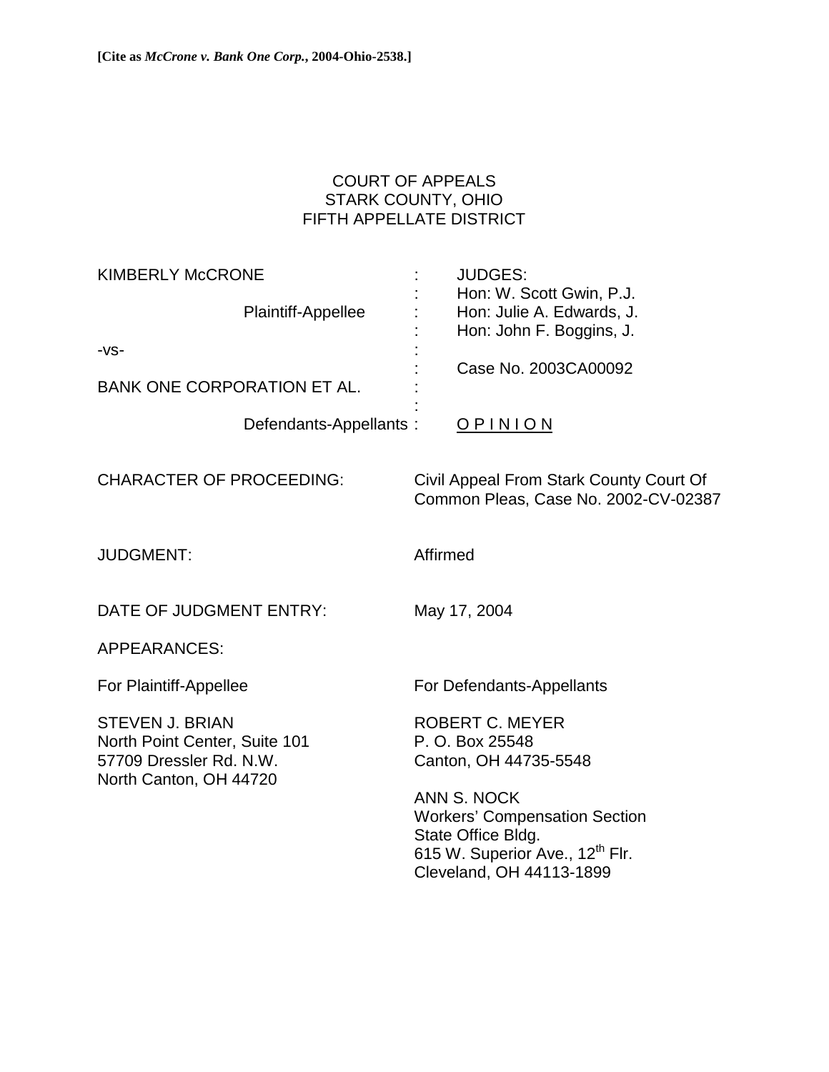**[Cite as *McCrone v. Bank One Corp.*, 2004-Ohio-2538.]**

COURT OF APPEALS
STARK COUNTY, OHIO
FIFTH APPELLATE DISTRICT

| | | |
|---|---|---|
| KIMBERLY McCRONE | : | JUDGES: |
| | : | Hon: W. Scott Gwin, P.J. |
| Plaintiff-Appellee | : | Hon: Julie A. Edwards, J. |
| | : | Hon: John F. Boggins, J. |
| -vs- | : | |
| | : | Case No. 2003CA00092 |
| BANK ONE CORPORATION ET AL. | : | |
| | : | |
| Defendants-Appellants | : | <u>O P I N I O N</u> |

CHARACTER OF PROCEEDING: Civil Appeal From Stark County Court Of Common Pleas, Case No. 2002-CV-02387

JUDGMENT: Affirmed

DATE OF JUDGMENT ENTRY: May 17, 2004

APPEARANCES:

For Plaintiff-Appellee

STEVEN J. BRIAN
North Point Center, Suite 101
57709 Dressler Rd. N.W.
North Canton, OH 44720

For Defendants-Appellants

ROBERT C. MEYER
P. O. Box 25548
Canton, OH 44735-5548

ANN S. NOCK
Workers' Compensation Section
State Office Bldg.
615 W. Superior Ave., 12th Flr.
Cleveland, OH 44113-1899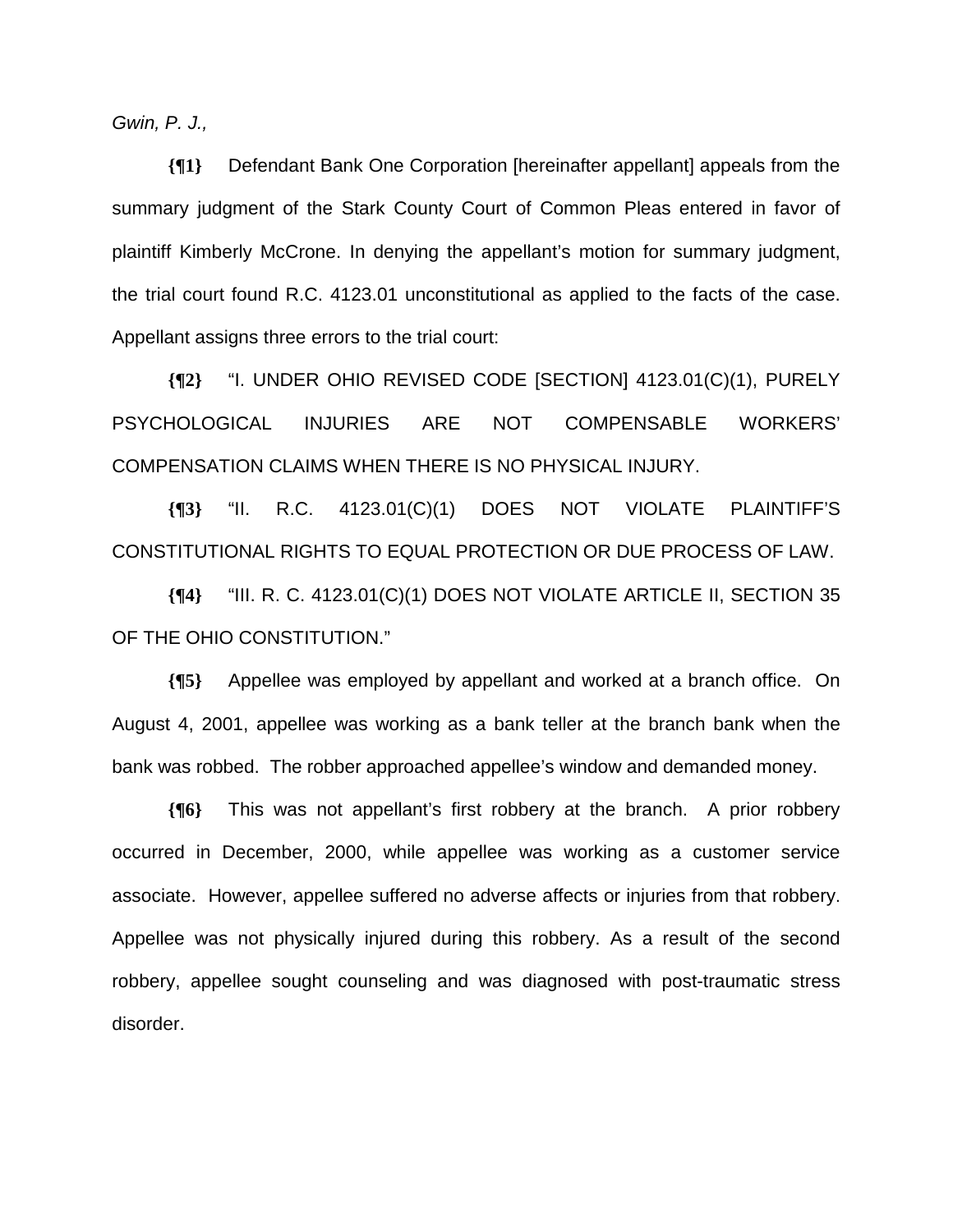*Gwin, P. J.,*

**{¶1}** Defendant Bank One Corporation [hereinafter appellant] appeals from the summary judgment of the Stark County Court of Common Pleas entered in favor of plaintiff Kimberly McCrone. In denying the appellant's motion for summary judgment, the trial court found R.C. 4123.01 unconstitutional as applied to the facts of the case. Appellant assigns three errors to the trial court:

**{¶2}** "I. UNDER OHIO REVISED CODE [SECTION] 4123.01(C)(1), PURELY PSYCHOLOGICAL INJURIES ARE NOT COMPENSABLE WORKERS' COMPENSATION CLAIMS WHEN THERE IS NO PHYSICAL INJURY.

**{¶3}** "II. R.C. 4123.01(C)(1) DOES NOT VIOLATE PLAINTIFF'S CONSTITUTIONAL RIGHTS TO EQUAL PROTECTION OR DUE PROCESS OF LAW.

**{¶4}** "III. R. C. 4123.01(C)(1) DOES NOT VIOLATE ARTICLE II, SECTION 35 OF THE OHIO CONSTITUTION."

**{¶5}** Appellee was employed by appellant and worked at a branch office. On August 4, 2001, appellee was working as a bank teller at the branch bank when the bank was robbed. The robber approached appellee's window and demanded money.

**{¶6}** This was not appellant's first robbery at the branch. A prior robbery occurred in December, 2000, while appellee was working as a customer service associate. However, appellee suffered no adverse affects or injuries from that robbery. Appellee was not physically injured during this robbery. As a result of the second robbery, appellee sought counseling and was diagnosed with post-traumatic stress disorder.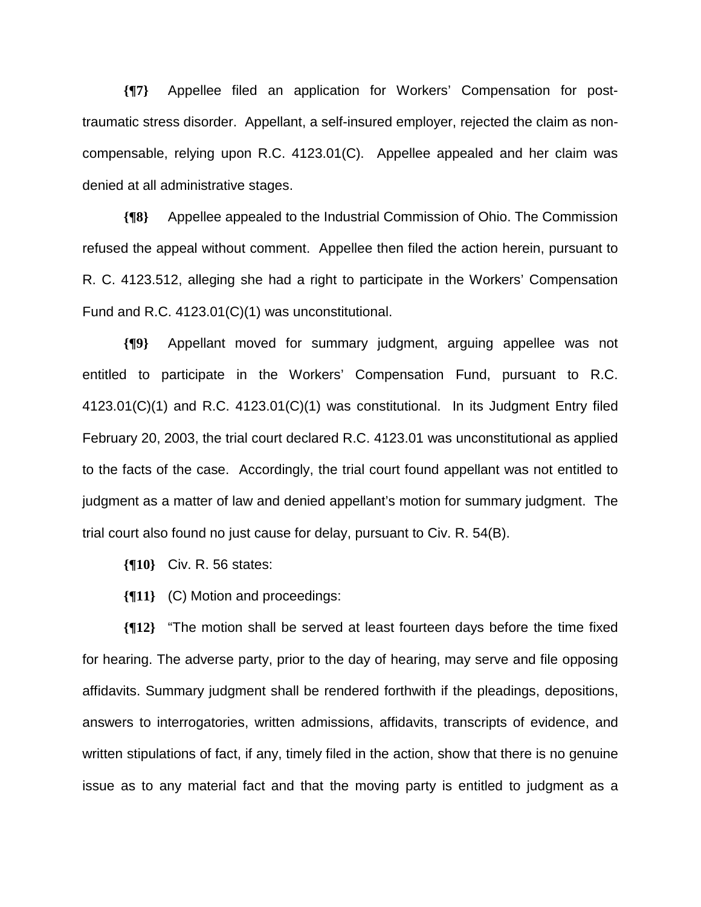**{¶7}** Appellee filed an application for Workers' Compensation for post-traumatic stress disorder. Appellant, a self-insured employer, rejected the claim as non-compensable, relying upon R.C. 4123.01(C). Appellee appealed and her claim was denied at all administrative stages.

**{¶8}** Appellee appealed to the Industrial Commission of Ohio. The Commission refused the appeal without comment. Appellee then filed the action herein, pursuant to R. C. 4123.512, alleging she had a right to participate in the Workers' Compensation Fund and R.C. 4123.01(C)(1) was unconstitutional.

**{¶9}** Appellant moved for summary judgment, arguing appellee was not entitled to participate in the Workers' Compensation Fund, pursuant to R.C. 4123.01(C)(1) and R.C. 4123.01(C)(1) was constitutional. In its Judgment Entry filed February 20, 2003, the trial court declared R.C. 4123.01 was unconstitutional as applied to the facts of the case. Accordingly, the trial court found appellant was not entitled to judgment as a matter of law and denied appellant's motion for summary judgment. The trial court also found no just cause for delay, pursuant to Civ. R. 54(B).

**{¶10}** Civ. R. 56 states:

**{¶11}** (C) Motion and proceedings:

**{¶12}** "The motion shall be served at least fourteen days before the time fixed for hearing. The adverse party, prior to the day of hearing, may serve and file opposing affidavits. Summary judgment shall be rendered forthwith if the pleadings, depositions, answers to interrogatories, written admissions, affidavits, transcripts of evidence, and written stipulations of fact, if any, timely filed in the action, show that there is no genuine issue as to any material fact and that the moving party is entitled to judgment as a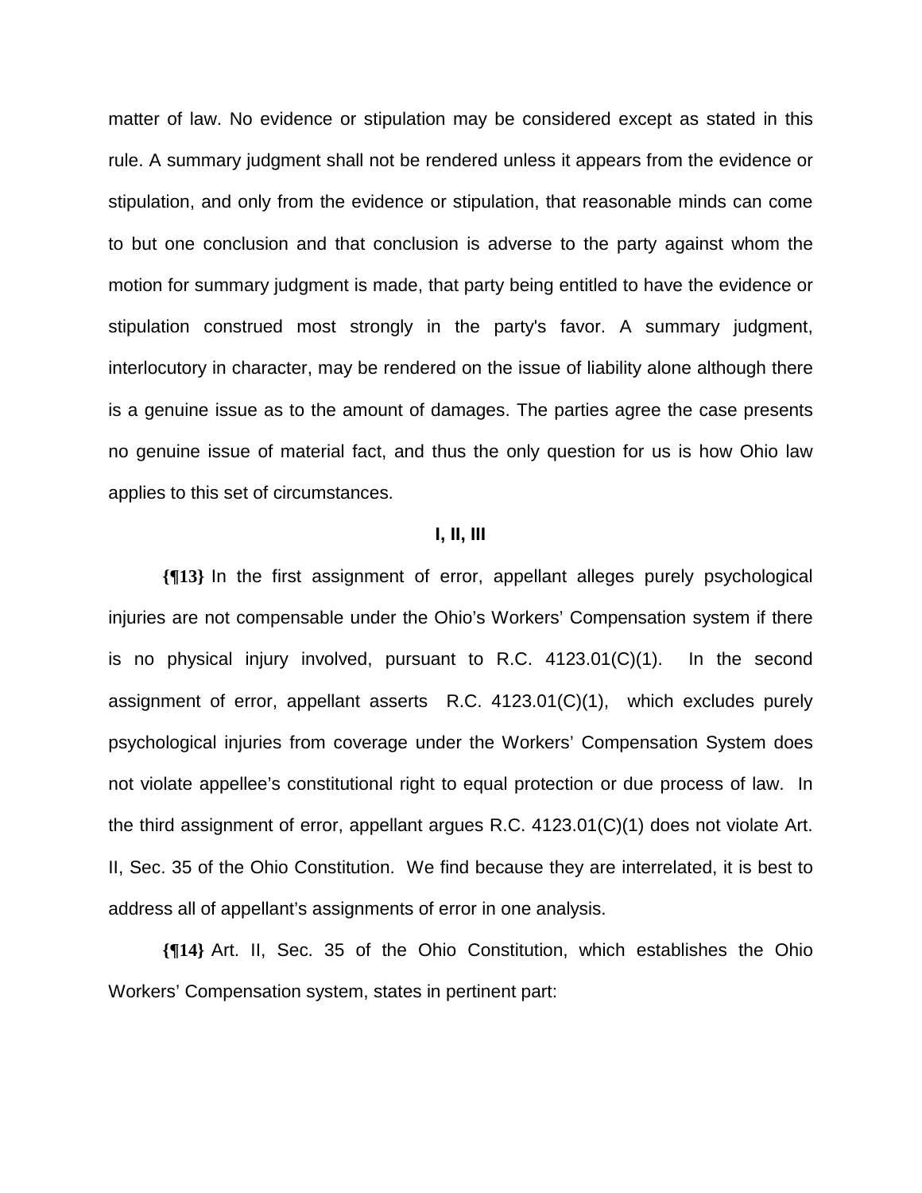matter of law. No evidence or stipulation may be considered except as stated in this rule. A summary judgment shall not be rendered unless it appears from the evidence or stipulation, and only from the evidence or stipulation, that reasonable minds can come to but one conclusion and that conclusion is adverse to the party against whom the motion for summary judgment is made, that party being entitled to have the evidence or stipulation construed most strongly in the party's favor. A summary judgment, interlocutory in character, may be rendered on the issue of liability alone although there is a genuine issue as to the amount of damages. The parties agree the case presents no genuine issue of material fact, and thus the only question for us is how Ohio law applies to this set of circumstances.

**I, II, III**

**{¶13}** In the first assignment of error, appellant alleges purely psychological injuries are not compensable under the Ohio's Workers' Compensation system if there is no physical injury involved, pursuant to R.C. 4123.01(C)(1). In the second assignment of error, appellant asserts R.C. 4123.01(C)(1), which excludes purely psychological injuries from coverage under the Workers' Compensation System does not violate appellee's constitutional right to equal protection or due process of law. In the third assignment of error, appellant argues R.C. 4123.01(C)(1) does not violate Art. II, Sec. 35 of the Ohio Constitution. We find because they are interrelated, it is best to address all of appellant's assignments of error in one analysis.

**{¶14}** Art. II, Sec. 35 of the Ohio Constitution, which establishes the Ohio Workers' Compensation system, states in pertinent part: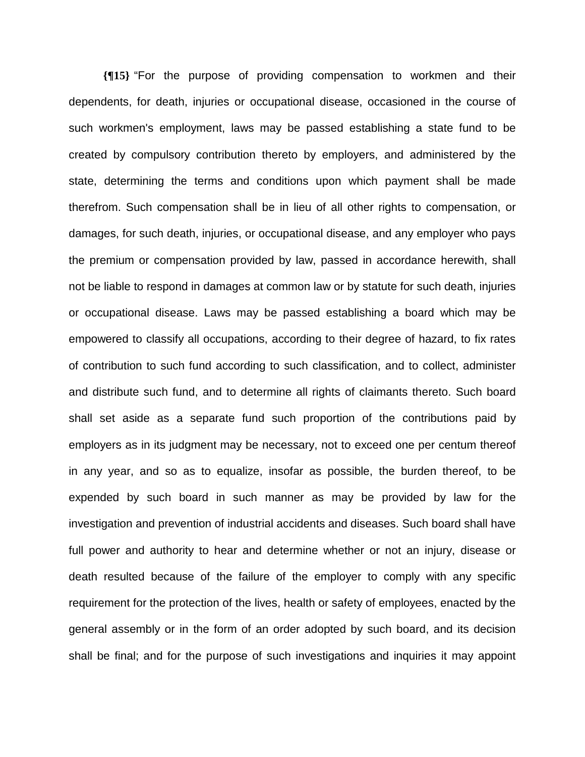**{¶15}** "For the purpose of providing compensation to workmen and their dependents, for death, injuries or occupational disease, occasioned in the course of such workmen's employment, laws may be passed establishing a state fund to be created by compulsory contribution thereto by employers, and administered by the state, determining the terms and conditions upon which payment shall be made therefrom. Such compensation shall be in lieu of all other rights to compensation, or damages, for such death, injuries, or occupational disease, and any employer who pays the premium or compensation provided by law, passed in accordance herewith, shall not be liable to respond in damages at common law or by statute for such death, injuries or occupational disease. Laws may be passed establishing a board which may be empowered to classify all occupations, according to their degree of hazard, to fix rates of contribution to such fund according to such classification, and to collect, administer and distribute such fund, and to determine all rights of claimants thereto. Such board shall set aside as a separate fund such proportion of the contributions paid by employers as in its judgment may be necessary, not to exceed one per centum thereof in any year, and so as to equalize, insofar as possible, the burden thereof, to be expended by such board in such manner as may be provided by law for the investigation and prevention of industrial accidents and diseases. Such board shall have full power and authority to hear and determine whether or not an injury, disease or death resulted because of the failure of the employer to comply with any specific requirement for the protection of the lives, health or safety of employees, enacted by the general assembly or in the form of an order adopted by such board, and its decision shall be final; and for the purpose of such investigations and inquiries it may appoint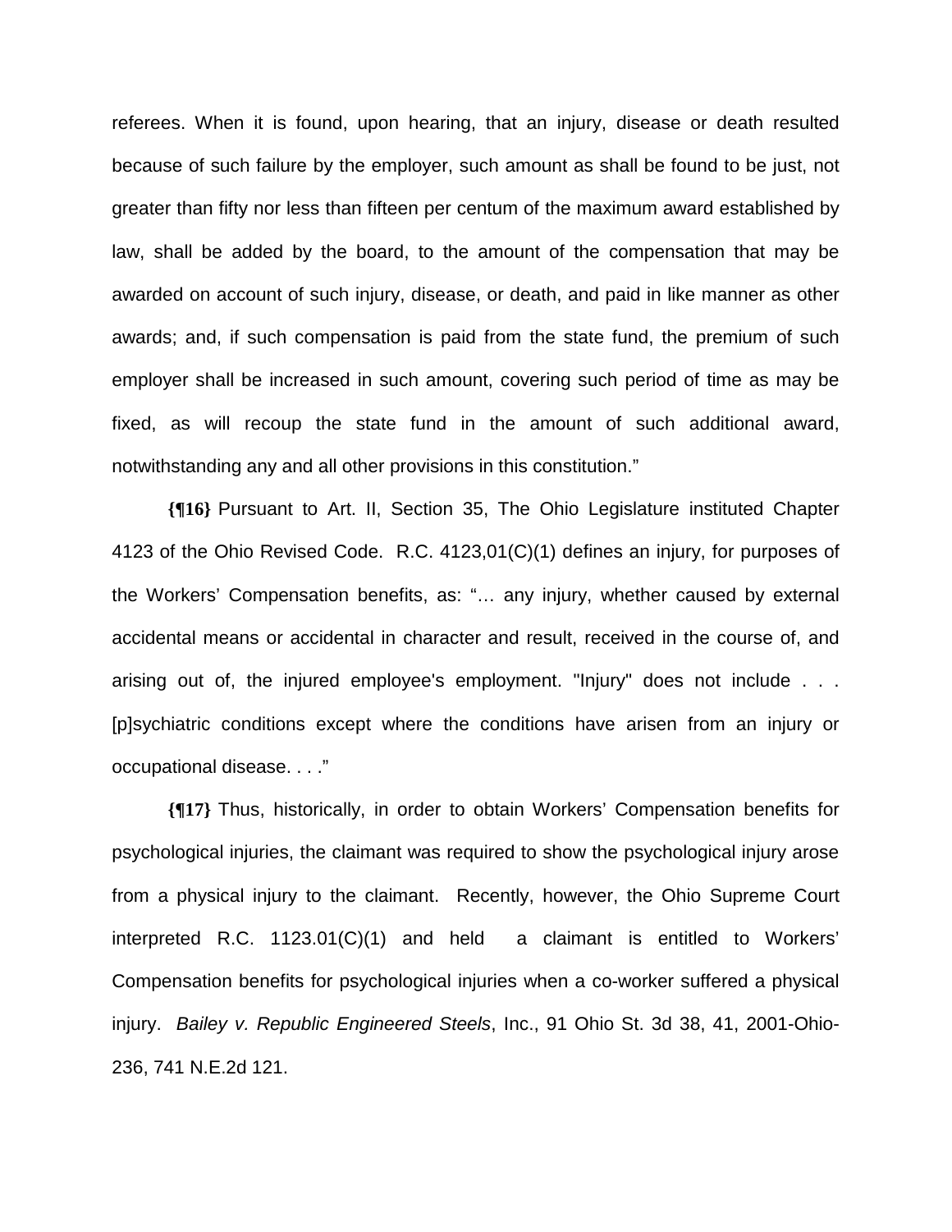referees. When it is found, upon hearing, that an injury, disease or death resulted because of such failure by the employer, such amount as shall be found to be just, not greater than fifty nor less than fifteen per centum of the maximum award established by law, shall be added by the board, to the amount of the compensation that may be awarded on account of such injury, disease, or death, and paid in like manner as other awards; and, if such compensation is paid from the state fund, the premium of such employer shall be increased in such amount, covering such period of time as may be fixed, as will recoup the state fund in the amount of such additional award, notwithstanding any and all other provisions in this constitution."

**{¶16}** Pursuant to Art. II, Section 35, The Ohio Legislature instituted Chapter 4123 of the Ohio Revised Code. R.C. 4123,01(C)(1) defines an injury, for purposes of the Workers' Compensation benefits, as: "… any injury, whether caused by external accidental means or accidental in character and result, received in the course of, and arising out of, the injured employee's employment. "Injury" does not include . . . [p]sychiatric conditions except where the conditions have arisen from an injury or occupational disease. . . ."

**{¶17}** Thus, historically, in order to obtain Workers' Compensation benefits for psychological injuries, the claimant was required to show the psychological injury arose from a physical injury to the claimant. Recently, however, the Ohio Supreme Court interpreted R.C. 1123.01(C)(1) and held a claimant is entitled to Workers' Compensation benefits for psychological injuries when a co-worker suffered a physical injury. *Bailey v. Republic Engineered Steels*, Inc., 91 Ohio St. 3d 38, 41, 2001-Ohio-236, 741 N.E.2d 121.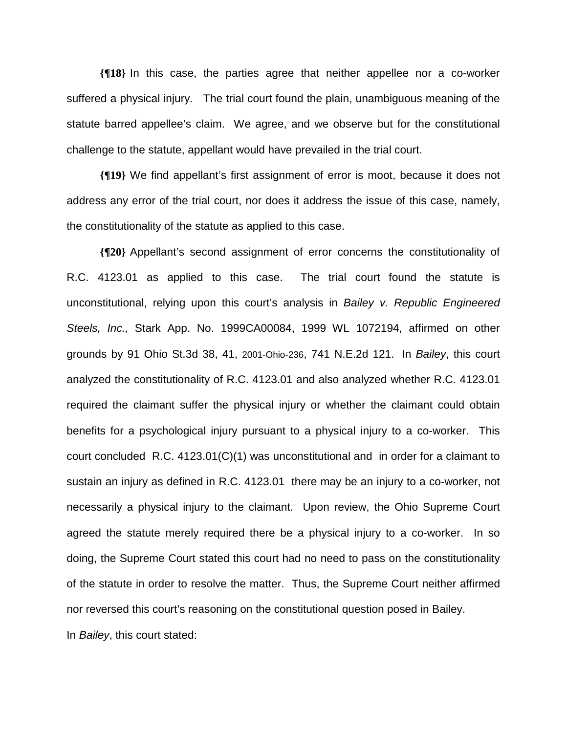**{¶18}** In this case, the parties agree that neither appellee nor a co-worker suffered a physical injury. The trial court found the plain, unambiguous meaning of the statute barred appellee's claim. We agree, and we observe but for the constitutional challenge to the statute, appellant would have prevailed in the trial court.

**{¶19}** We find appellant's first assignment of error is moot, because it does not address any error of the trial court, nor does it address the issue of this case, namely, the constitutionality of the statute as applied to this case.

**{¶20}** Appellant's second assignment of error concerns the constitutionality of R.C. 4123.01 as applied to this case. The trial court found the statute is unconstitutional, relying upon this court's analysis in *Bailey v. Republic Engineered Steels, Inc.,* Stark App. No. 1999CA00084, 1999 WL 1072194, affirmed on other grounds by 91 Ohio St.3d 38, 41, 2001-Ohio-236, 741 N.E.2d 121. In *Bailey*, this court analyzed the constitutionality of R.C. 4123.01 and also analyzed whether R.C. 4123.01 required the claimant suffer the physical injury or whether the claimant could obtain benefits for a psychological injury pursuant to a physical injury to a co-worker. This court concluded R.C. 4123.01(C)(1) was unconstitutional and in order for a claimant to sustain an injury as defined in R.C. 4123.01 there may be an injury to a co-worker, not necessarily a physical injury to the claimant. Upon review, the Ohio Supreme Court agreed the statute merely required there be a physical injury to a co-worker. In so doing, the Supreme Court stated this court had no need to pass on the constitutionality of the statute in order to resolve the matter. Thus, the Supreme Court neither affirmed nor reversed this court's reasoning on the constitutional question posed in Bailey.

In *Bailey*, this court stated: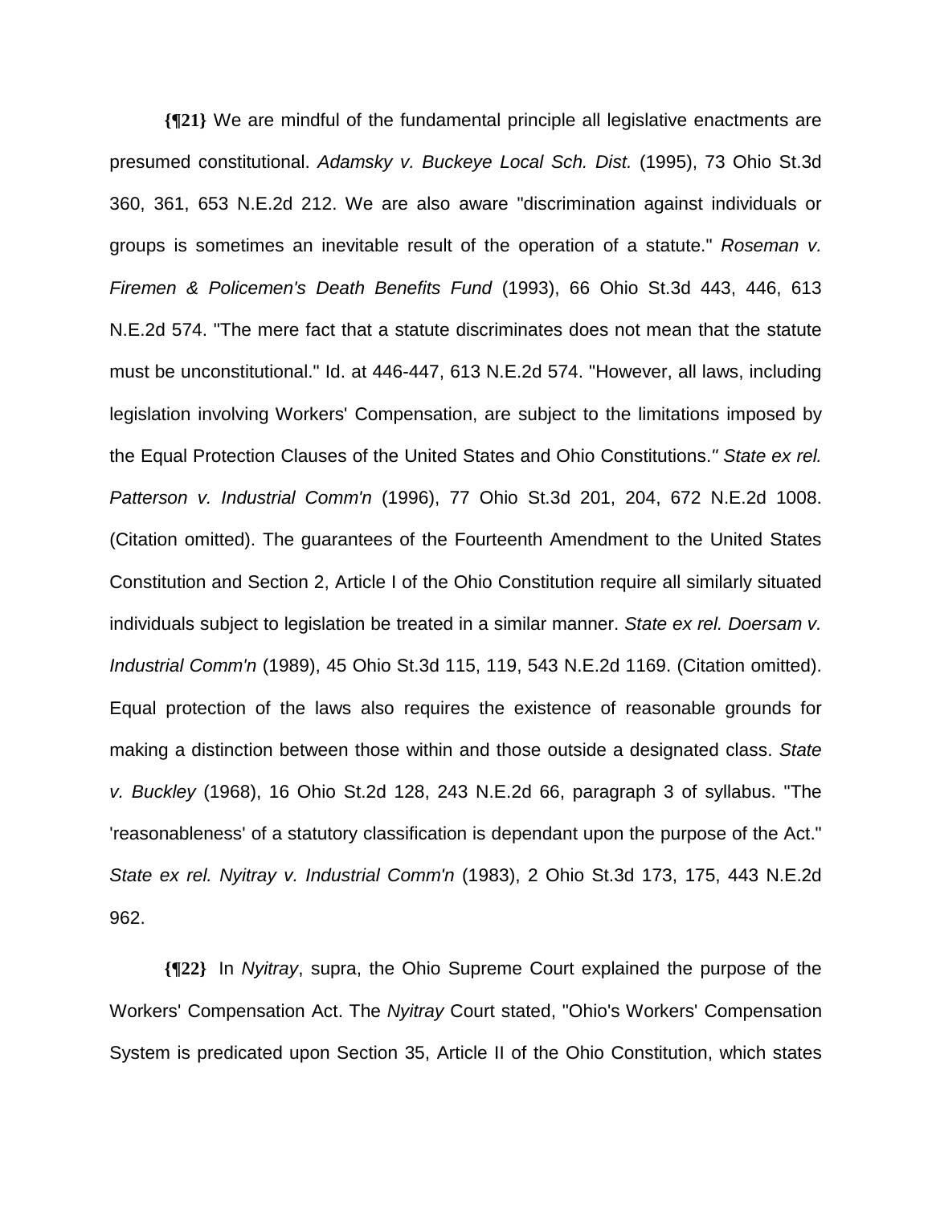**{¶21}** We are mindful of the fundamental principle all legislative enactments are presumed constitutional. *Adamsky v. Buckeye Local Sch. Dist.* (1995), 73 Ohio St.3d 360, 361, 653 N.E.2d 212. We are also aware "discrimination against individuals or groups is sometimes an inevitable result of the operation of a statute." *Roseman v. Firemen & Policemen's Death Benefits Fund* (1993), 66 Ohio St.3d 443, 446, 613 N.E.2d 574. "The mere fact that a statute discriminates does not mean that the statute must be unconstitutional." Id. at 446-447, 613 N.E.2d 574. "However, all laws, including legislation involving Workers' Compensation, are subject to the limitations imposed by the Equal Protection Clauses of the United States and Ohio Constitutions." *State ex rel. Patterson v. Industrial Comm'n* (1996), 77 Ohio St.3d 201, 204, 672 N.E.2d 1008. (Citation omitted). The guarantees of the Fourteenth Amendment to the United States Constitution and Section 2, Article I of the Ohio Constitution require all similarly situated individuals subject to legislation be treated in a similar manner. *State ex rel. Doersam v. Industrial Comm'n* (1989), 45 Ohio St.3d 115, 119, 543 N.E.2d 1169. (Citation omitted). Equal protection of the laws also requires the existence of reasonable grounds for making a distinction between those within and those outside a designated class. *State v. Buckley* (1968), 16 Ohio St.2d 128, 243 N.E.2d 66, paragraph 3 of syllabus. "The 'reasonableness' of a statutory classification is dependant upon the purpose of the Act." *State ex rel. Nyitray v. Industrial Comm'n* (1983), 2 Ohio St.3d 173, 175, 443 N.E.2d 962.

**{¶22}** In *Nyitray*, supra, the Ohio Supreme Court explained the purpose of the Workers' Compensation Act. The *Nyitray* Court stated, "Ohio's Workers' Compensation System is predicated upon Section 35, Article II of the Ohio Constitution, which states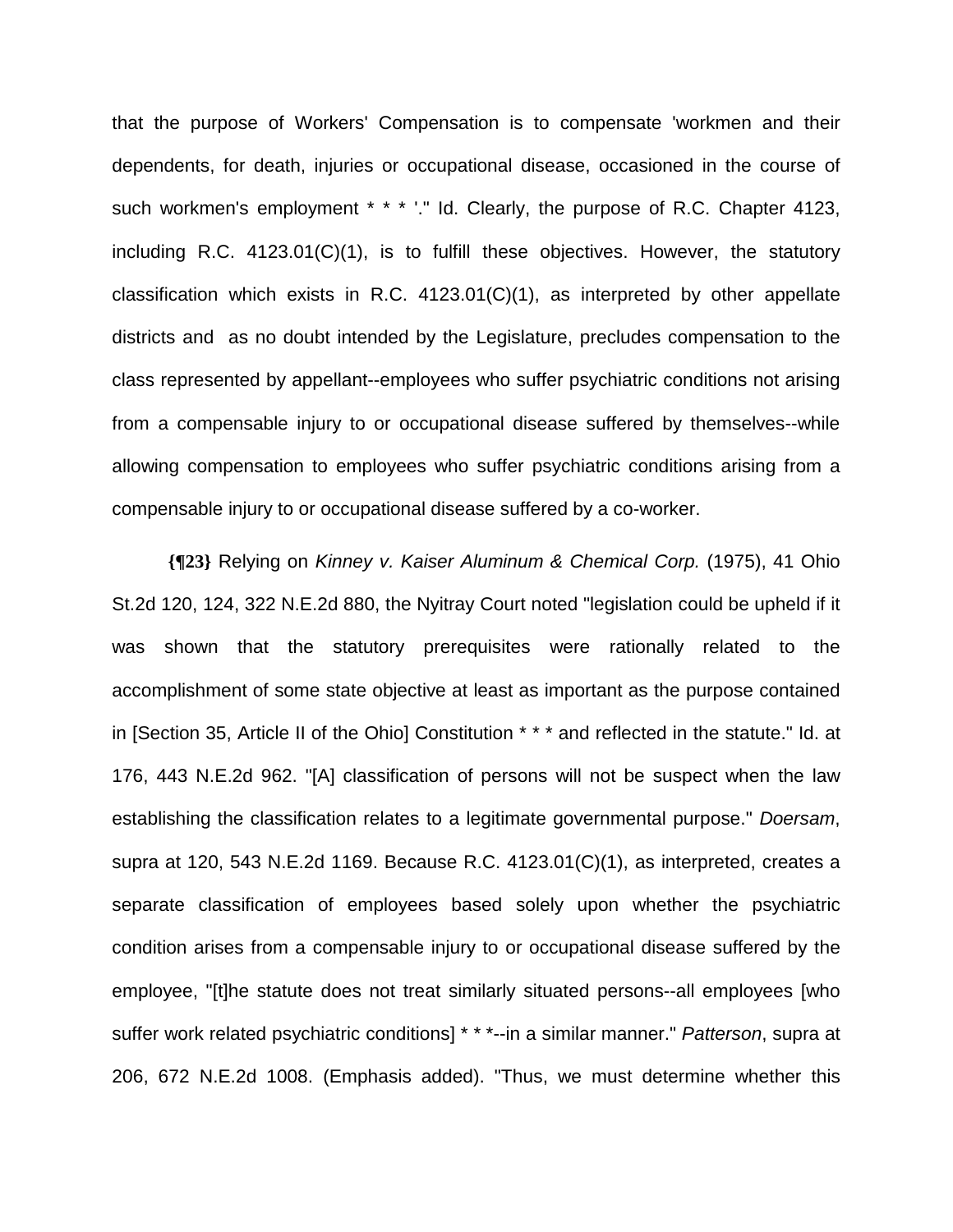that the purpose of Workers' Compensation is to compensate 'workmen and their dependents, for death, injuries or occupational disease, occasioned in the course of such workmen's employment * * * '." Id. Clearly, the purpose of R.C. Chapter 4123, including R.C. 4123.01(C)(1), is to fulfill these objectives. However, the statutory classification which exists in R.C. 4123.01(C)(1), as interpreted by other appellate districts and as no doubt intended by the Legislature, precludes compensation to the class represented by appellant--employees who suffer psychiatric conditions not arising from a compensable injury to or occupational disease suffered by themselves--while allowing compensation to employees who suffer psychiatric conditions arising from a compensable injury to or occupational disease suffered by a co-worker.

**{¶23}** Relying on *Kinney v. Kaiser Aluminum & Chemical Corp.* (1975), 41 Ohio St.2d 120, 124, 322 N.E.2d 880, the Nyitray Court noted "legislation could be upheld if it was shown that the statutory prerequisites were rationally related to the accomplishment of some state objective at least as important as the purpose contained in [Section 35, Article II of the Ohio] Constitution * * * and reflected in the statute." Id. at 176, 443 N.E.2d 962. "[A] classification of persons will not be suspect when the law establishing the classification relates to a legitimate governmental purpose." *Doersam*, supra at 120, 543 N.E.2d 1169. Because R.C. 4123.01(C)(1), as interpreted, creates a separate classification of employees based solely upon whether the psychiatric condition arises from a compensable injury to or occupational disease suffered by the employee, "[t]he statute does not treat similarly situated persons--all employees [who suffer work related psychiatric conditions] * * *--in a similar manner." *Patterson*, supra at 206, 672 N.E.2d 1008. (Emphasis added). "Thus, we must determine whether this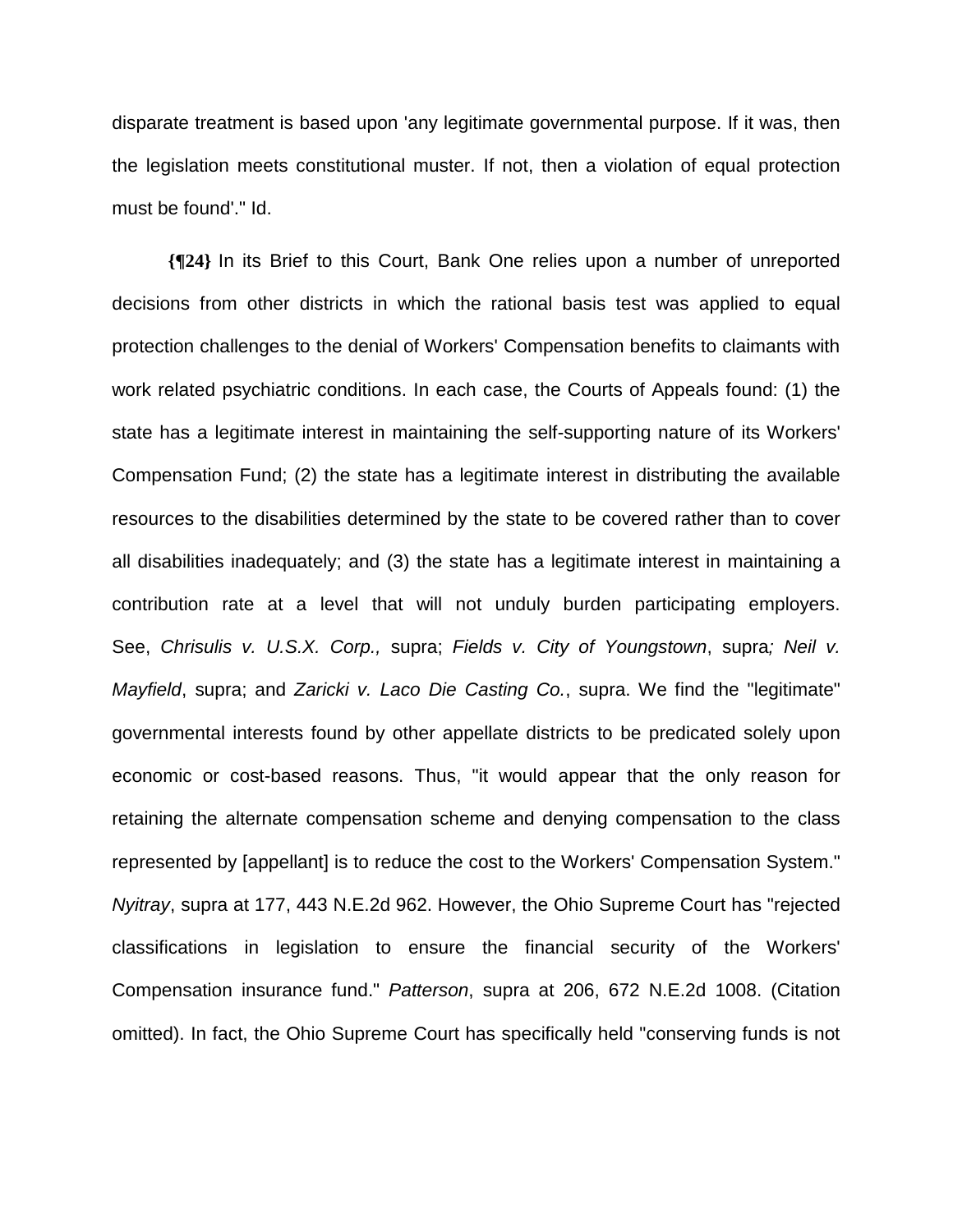disparate treatment is based upon 'any legitimate governmental purpose. If it was, then the legislation meets constitutional muster. If not, then a violation of equal protection must be found'." Id.

**{¶24}** In its Brief to this Court, Bank One relies upon a number of unreported decisions from other districts in which the rational basis test was applied to equal protection challenges to the denial of Workers' Compensation benefits to claimants with work related psychiatric conditions. In each case, the Courts of Appeals found: (1) the state has a legitimate interest in maintaining the self-supporting nature of its Workers' Compensation Fund; (2) the state has a legitimate interest in distributing the available resources to the disabilities determined by the state to be covered rather than to cover all disabilities inadequately; and (3) the state has a legitimate interest in maintaining a contribution rate at a level that will not unduly burden participating employers. See, *Chrisulis v. U.S.X. Corp.,* supra; *Fields v. City of Youngstown*, supra*; Neil v. Mayfield*, supra; and *Zaricki v. Laco Die Casting Co.*, supra. We find the "legitimate" governmental interests found by other appellate districts to be predicated solely upon economic or cost-based reasons. Thus, "it would appear that the only reason for retaining the alternate compensation scheme and denying compensation to the class represented by [appellant] is to reduce the cost to the Workers' Compensation System." *Nyitray*, supra at 177, 443 N.E.2d 962. However, the Ohio Supreme Court has "rejected classifications in legislation to ensure the financial security of the Workers' Compensation insurance fund." *Patterson*, supra at 206, 672 N.E.2d 1008. (Citation omitted). In fact, the Ohio Supreme Court has specifically held "conserving funds is not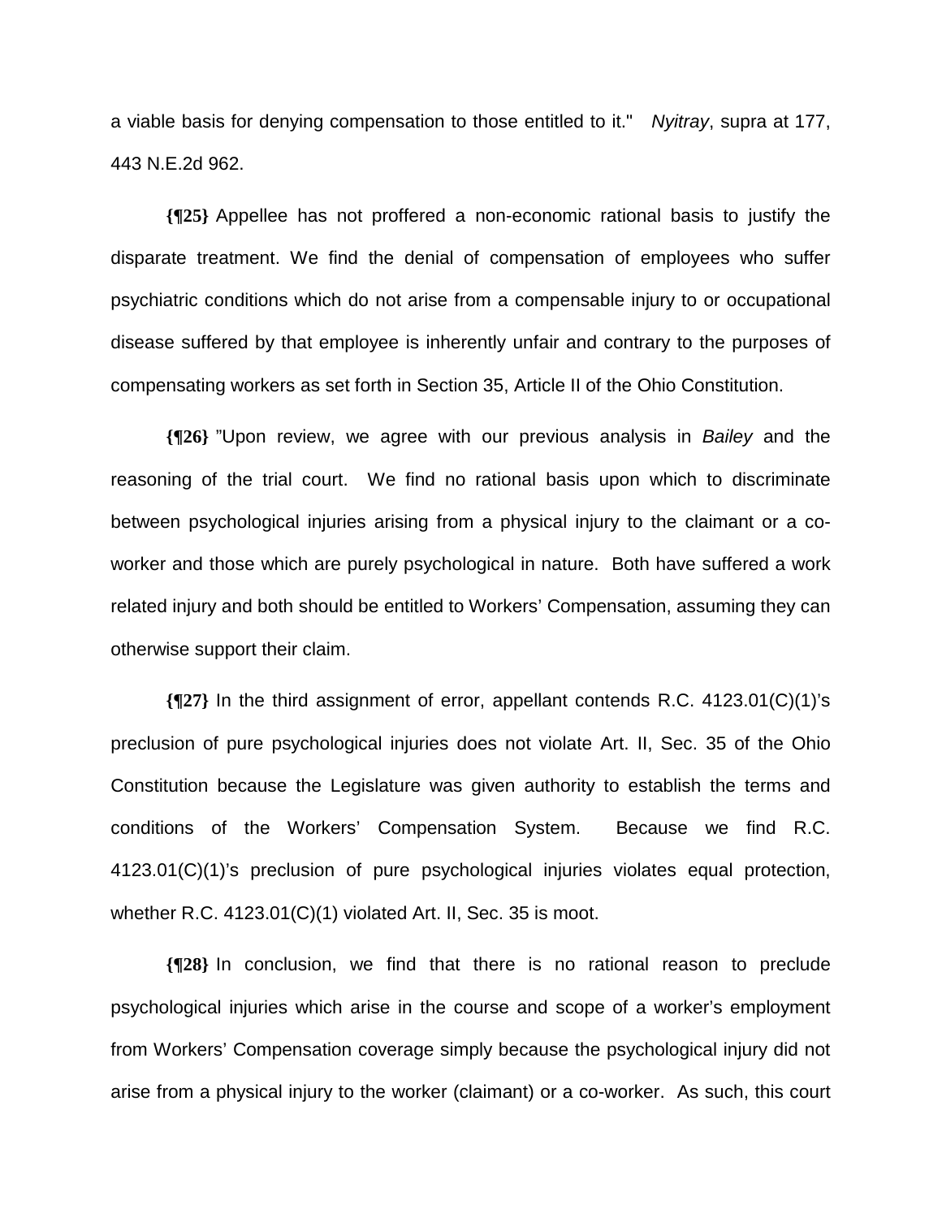a viable basis for denying compensation to those entitled to it." *Nyitray*, supra at 177, 443 N.E.2d 962.

**{¶25}** Appellee has not proffered a non-economic rational basis to justify the disparate treatment. We find the denial of compensation of employees who suffer psychiatric conditions which do not arise from a compensable injury to or occupational disease suffered by that employee is inherently unfair and contrary to the purposes of compensating workers as set forth in Section 35, Article II of the Ohio Constitution.

**{¶26}** "Upon review, we agree with our previous analysis in *Bailey* and the reasoning of the trial court. We find no rational basis upon which to discriminate between psychological injuries arising from a physical injury to the claimant or a co-worker and those which are purely psychological in nature. Both have suffered a work related injury and both should be entitled to Workers' Compensation, assuming they can otherwise support their claim.

**{¶27}** In the third assignment of error, appellant contends R.C. 4123.01(C)(1)'s preclusion of pure psychological injuries does not violate Art. II, Sec. 35 of the Ohio Constitution because the Legislature was given authority to establish the terms and conditions of the Workers' Compensation System. Because we find R.C. 4123.01(C)(1)'s preclusion of pure psychological injuries violates equal protection, whether R.C. 4123.01(C)(1) violated Art. II, Sec. 35 is moot.

**{¶28}** In conclusion, we find that there is no rational reason to preclude psychological injuries which arise in the course and scope of a worker's employment from Workers' Compensation coverage simply because the psychological injury did not arise from a physical injury to the worker (claimant) or a co-worker. As such, this court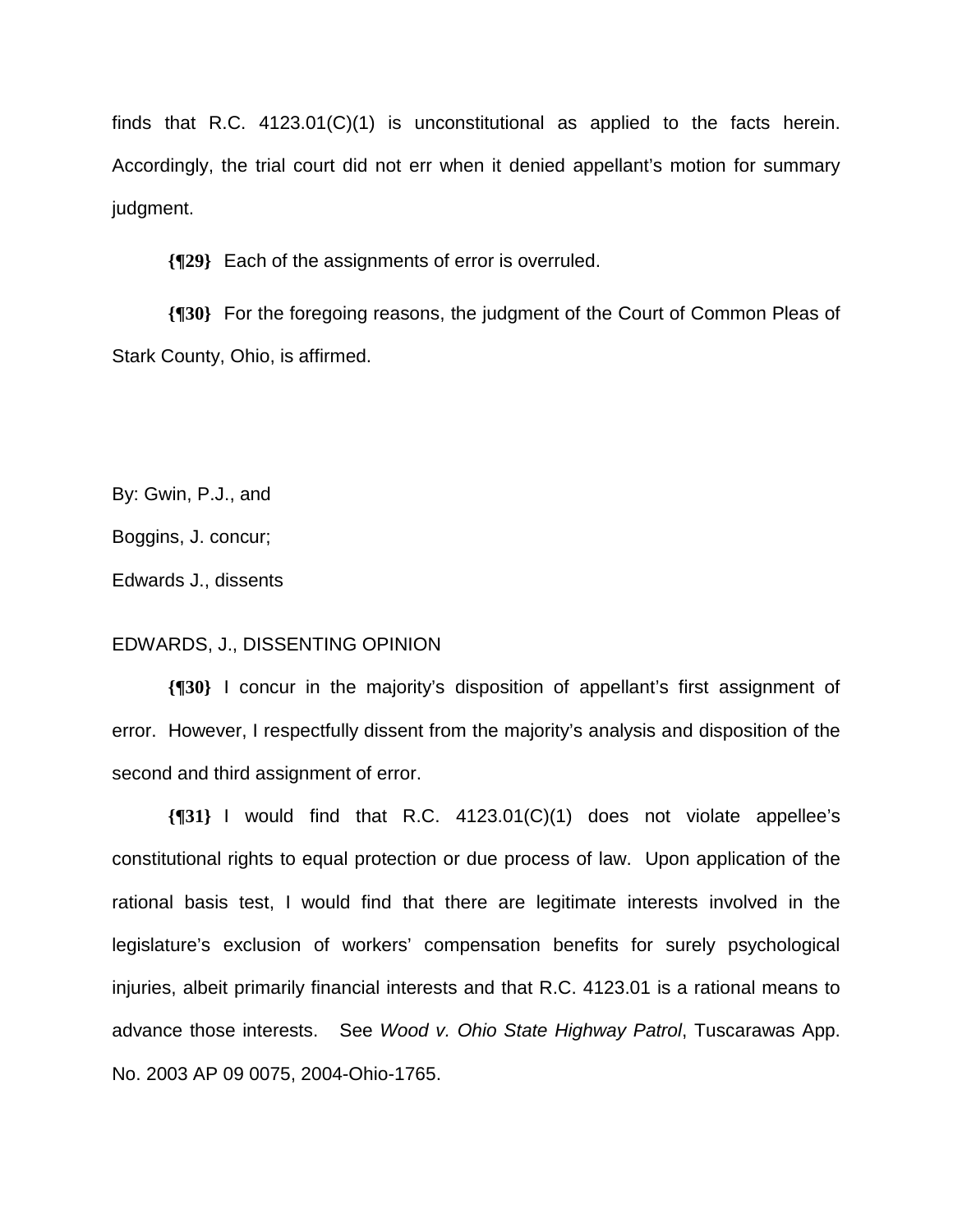finds that R.C. 4123.01(C)(1) is unconstitutional as applied to the facts herein. Accordingly, the trial court did not err when it denied appellant's motion for summary judgment.

**{¶29}** Each of the assignments of error is overruled.

**{¶30}** For the foregoing reasons, the judgment of the Court of Common Pleas of Stark County, Ohio, is affirmed.

By: Gwin, P.J., and

Boggins, J. concur;

Edwards J., dissents

EDWARDS, J., DISSENTING OPINION

**{¶30}** I concur in the majority's disposition of appellant's first assignment of error. However, I respectfully dissent from the majority's analysis and disposition of the second and third assignment of error.

**{¶31}** I would find that R.C. 4123.01(C)(1) does not violate appellee's constitutional rights to equal protection or due process of law. Upon application of the rational basis test, I would find that there are legitimate interests involved in the legislature's exclusion of workers' compensation benefits for surely psychological injuries, albeit primarily financial interests and that R.C. 4123.01 is a rational means to advance those interests. See *Wood v. Ohio State Highway Patrol*, Tuscarawas App. No. 2003 AP 09 0075, 2004-Ohio-1765.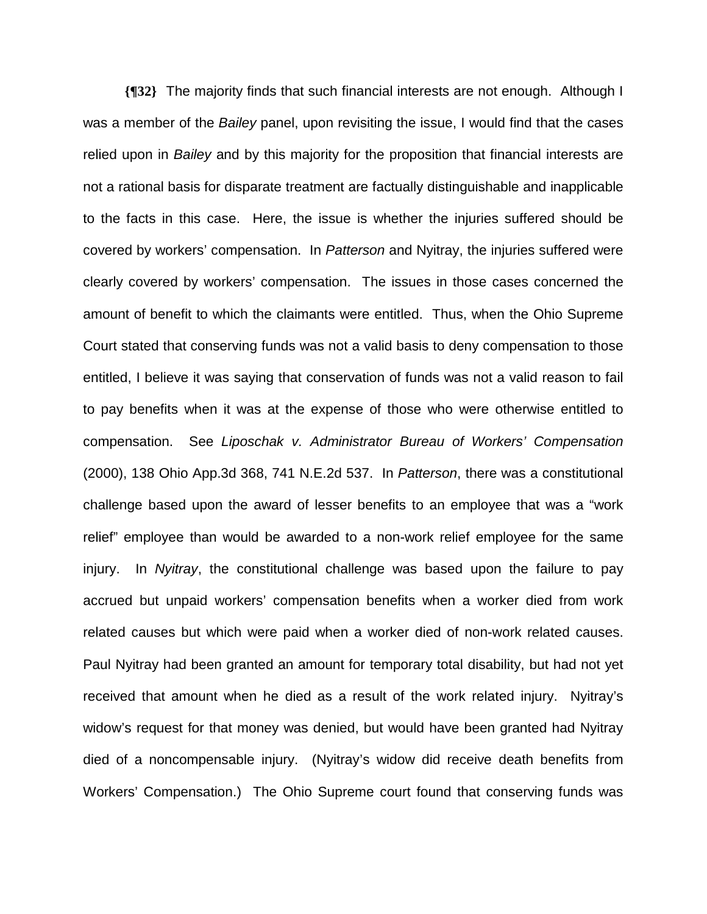**{¶32}** The majority finds that such financial interests are not enough. Although I was a member of the *Bailey* panel, upon revisiting the issue, I would find that the cases relied upon in *Bailey* and by this majority for the proposition that financial interests are not a rational basis for disparate treatment are factually distinguishable and inapplicable to the facts in this case. Here, the issue is whether the injuries suffered should be covered by workers' compensation. In *Patterson* and Nyitray, the injuries suffered were clearly covered by workers' compensation. The issues in those cases concerned the amount of benefit to which the claimants were entitled. Thus, when the Ohio Supreme Court stated that conserving funds was not a valid basis to deny compensation to those entitled, I believe it was saying that conservation of funds was not a valid reason to fail to pay benefits when it was at the expense of those who were otherwise entitled to compensation. See *Liposchak v. Administrator Bureau of Workers' Compensation* (2000), 138 Ohio App.3d 368, 741 N.E.2d 537. In *Patterson*, there was a constitutional challenge based upon the award of lesser benefits to an employee that was a "work relief" employee than would be awarded to a non-work relief employee for the same injury. In *Nyitray*, the constitutional challenge was based upon the failure to pay accrued but unpaid workers' compensation benefits when a worker died from work related causes but which were paid when a worker died of non-work related causes. Paul Nyitray had been granted an amount for temporary total disability, but had not yet received that amount when he died as a result of the work related injury. Nyitray's widow's request for that money was denied, but would have been granted had Nyitray died of a noncompensable injury. (Nyitray's widow did receive death benefits from Workers' Compensation.) The Ohio Supreme court found that conserving funds was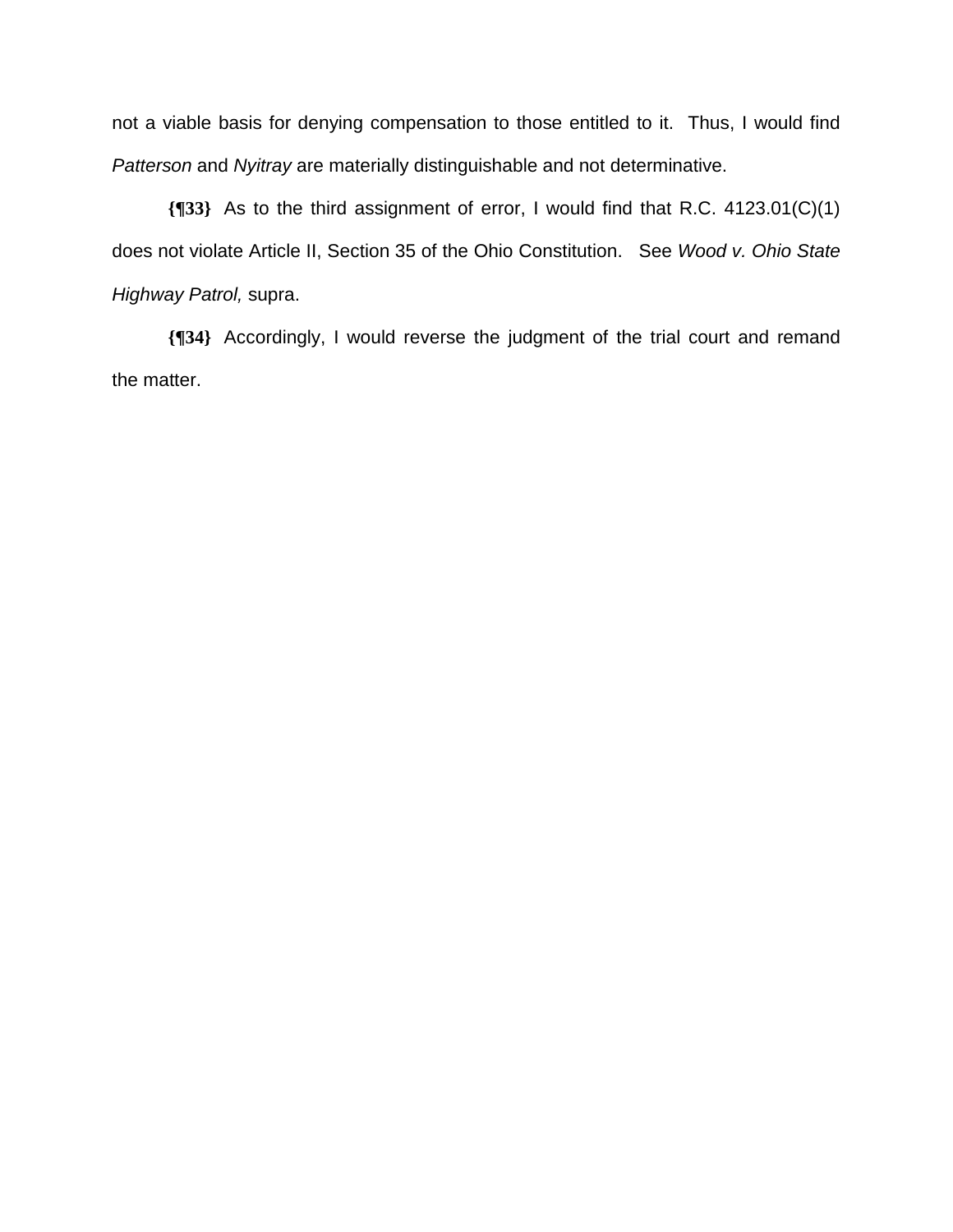not a viable basis for denying compensation to those entitled to it. Thus, I would find *Patterson* and *Nyitray* are materially distinguishable and not determinative.

**{¶33}** As to the third assignment of error, I would find that R.C. 4123.01(C)(1) does not violate Article II, Section 35 of the Ohio Constitution. See *Wood v. Ohio State Highway Patrol,* supra.

**{¶34}** Accordingly, I would reverse the judgment of the trial court and remand the matter.